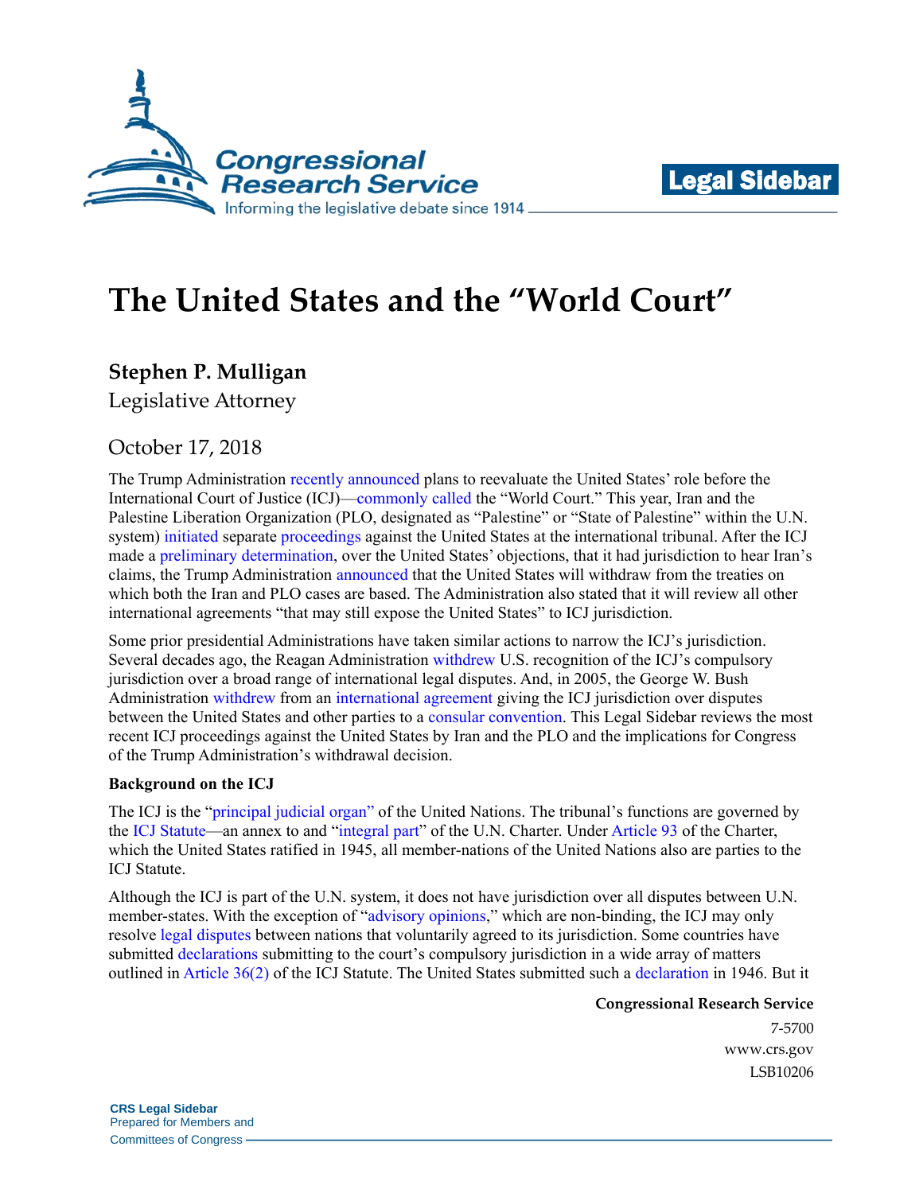Legal Sidebar

# The United States and the "World Court"

**Stephen P. Mulligan**
Legislative Attorney

October 17, 2018

The Trump Administration recently announced plans to reevaluate the United States' role before the International Court of Justice (ICJ)—commonly called the "World Court." This year, Iran and the Palestine Liberation Organization (PLO, designated as "Palestine" or "State of Palestine" within the U.N. system) initiated separate proceedings against the United States at the international tribunal. After the ICJ made a preliminary determination, over the United States' objections, that it had jurisdiction to hear Iran's claims, the Trump Administration announced that the United States will withdraw from the treaties on which both the Iran and PLO cases are based. The Administration also stated that it will review all other international agreements "that may still expose the United States" to ICJ jurisdiction.

Some prior presidential Administrations have taken similar actions to narrow the ICJ's jurisdiction. Several decades ago, the Reagan Administration withdrew U.S. recognition of the ICJ's compulsory jurisdiction over a broad range of international legal disputes. And, in 2005, the George W. Bush Administration withdrew from an international agreement giving the ICJ jurisdiction over disputes between the United States and other parties to a consular convention. This Legal Sidebar reviews the most recent ICJ proceedings against the United States by Iran and the PLO and the implications for Congress of the Trump Administration's withdrawal decision.

**Background on the ICJ**

The ICJ is the "principal judicial organ" of the United Nations. The tribunal's functions are governed by the ICJ Statute—an annex to and "integral part" of the U.N. Charter. Under Article 93 of the Charter, which the United States ratified in 1945, all member-nations of the United Nations also are parties to the ICJ Statute.

Although the ICJ is part of the U.N. system, it does not have jurisdiction over all disputes between U.N. member-states. With the exception of "advisory opinions," which are non-binding, the ICJ may only resolve legal disputes between nations that voluntarily agreed to its jurisdiction. Some countries have submitted declarations submitting to the court's compulsory jurisdiction in a wide array of matters outlined in Article 36(2) of the ICJ Statute. The United States submitted such a declaration in 1946. But it

**Congressional Research Service**
7-5700
www.crs.gov
LSB10206

**CRS Legal Sidebar**
Prepared for Members and
Committees of Congress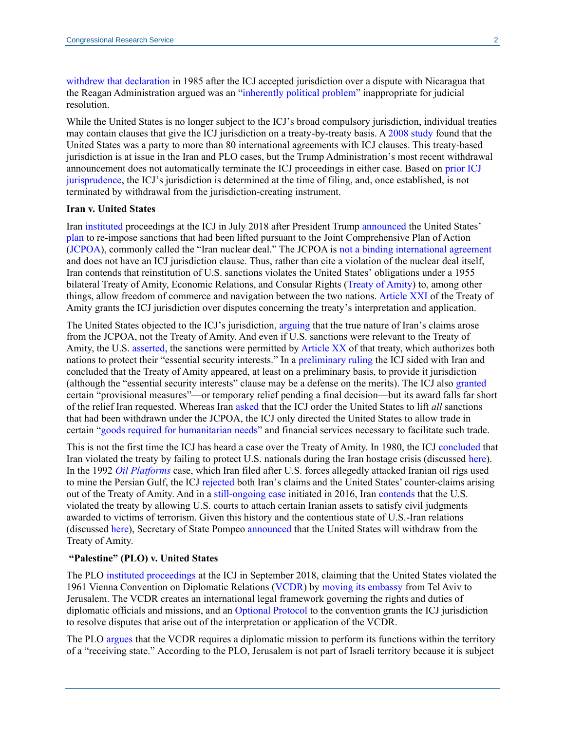withdrew that declaration in 1985 after the ICJ accepted jurisdiction over a dispute with Nicaragua that the Reagan Administration argued was an "inherently political problem" inappropriate for judicial resolution.

While the United States is no longer subject to the ICJ's broad compulsory jurisdiction, individual treaties may contain clauses that give the ICJ jurisdiction on a treaty-by-treaty basis. A 2008 study found that the United States was a party to more than 80 international agreements with ICJ clauses. This treaty-based jurisdiction is at issue in the Iran and PLO cases, but the Trump Administration's most recent withdrawal announcement does not automatically terminate the ICJ proceedings in either case. Based on prior ICJ jurisprudence, the ICJ's jurisdiction is determined at the time of filing, and, once established, is not terminated by withdrawal from the jurisdiction-creating instrument.

**Iran v. United States**

Iran instituted proceedings at the ICJ in July 2018 after President Trump announced the United States' plan to re-impose sanctions that had been lifted pursuant to the Joint Comprehensive Plan of Action (JCPOA), commonly called the "Iran nuclear deal." The JCPOA is not a binding international agreement and does not have an ICJ jurisdiction clause. Thus, rather than cite a violation of the nuclear deal itself, Iran contends that reinstitution of U.S. sanctions violates the United States' obligations under a 1955 bilateral Treaty of Amity, Economic Relations, and Consular Rights (Treaty of Amity) to, among other things, allow freedom of commerce and navigation between the two nations. Article XXI of the Treaty of Amity grants the ICJ jurisdiction over disputes concerning the treaty's interpretation and application.

The United States objected to the ICJ's jurisdiction, arguing that the true nature of Iran's claims arose from the JCPOA, not the Treaty of Amity. And even if U.S. sanctions were relevant to the Treaty of Amity, the U.S. asserted, the sanctions were permitted by Article XX of that treaty, which authorizes both nations to protect their "essential security interests." In a preliminary ruling the ICJ sided with Iran and concluded that the Treaty of Amity appeared, at least on a preliminary basis, to provide it jurisdiction (although the "essential security interests" clause may be a defense on the merits). The ICJ also granted certain "provisional measures"—or temporary relief pending a final decision—but its award falls far short of the relief Iran requested. Whereas Iran asked that the ICJ order the United States to lift *all* sanctions that had been withdrawn under the JCPOA, the ICJ only directed the United States to allow trade in certain "goods required for humanitarian needs" and financial services necessary to facilitate such trade.

This is not the first time the ICJ has heard a case over the Treaty of Amity. In 1980, the ICJ concluded that Iran violated the treaty by failing to protect U.S. nationals during the Iran hostage crisis (discussed here). In the 1992 *Oil Platforms* case, which Iran filed after U.S. forces allegedly attacked Iranian oil rigs used to mine the Persian Gulf, the ICJ rejected both Iran's claims and the United States' counter-claims arising out of the Treaty of Amity. And in a still-ongoing case initiated in 2016, Iran contends that the U.S. violated the treaty by allowing U.S. courts to attach certain Iranian assets to satisfy civil judgments awarded to victims of terrorism. Given this history and the contentious state of U.S.-Iran relations (discussed here), Secretary of State Pompeo announced that the United States will withdraw from the Treaty of Amity.

**"Palestine" (PLO) v. United States**

The PLO instituted proceedings at the ICJ in September 2018, claiming that the United States violated the 1961 Vienna Convention on Diplomatic Relations (VCDR) by moving its embassy from Tel Aviv to Jerusalem. The VCDR creates an international legal framework governing the rights and duties of diplomatic officials and missions, and an Optional Protocol to the convention grants the ICJ jurisdiction to resolve disputes that arise out of the interpretation or application of the VCDR.

The PLO argues that the VCDR requires a diplomatic mission to perform its functions within the territory of a "receiving state." According to the PLO, Jerusalem is not part of Israeli territory because it is subject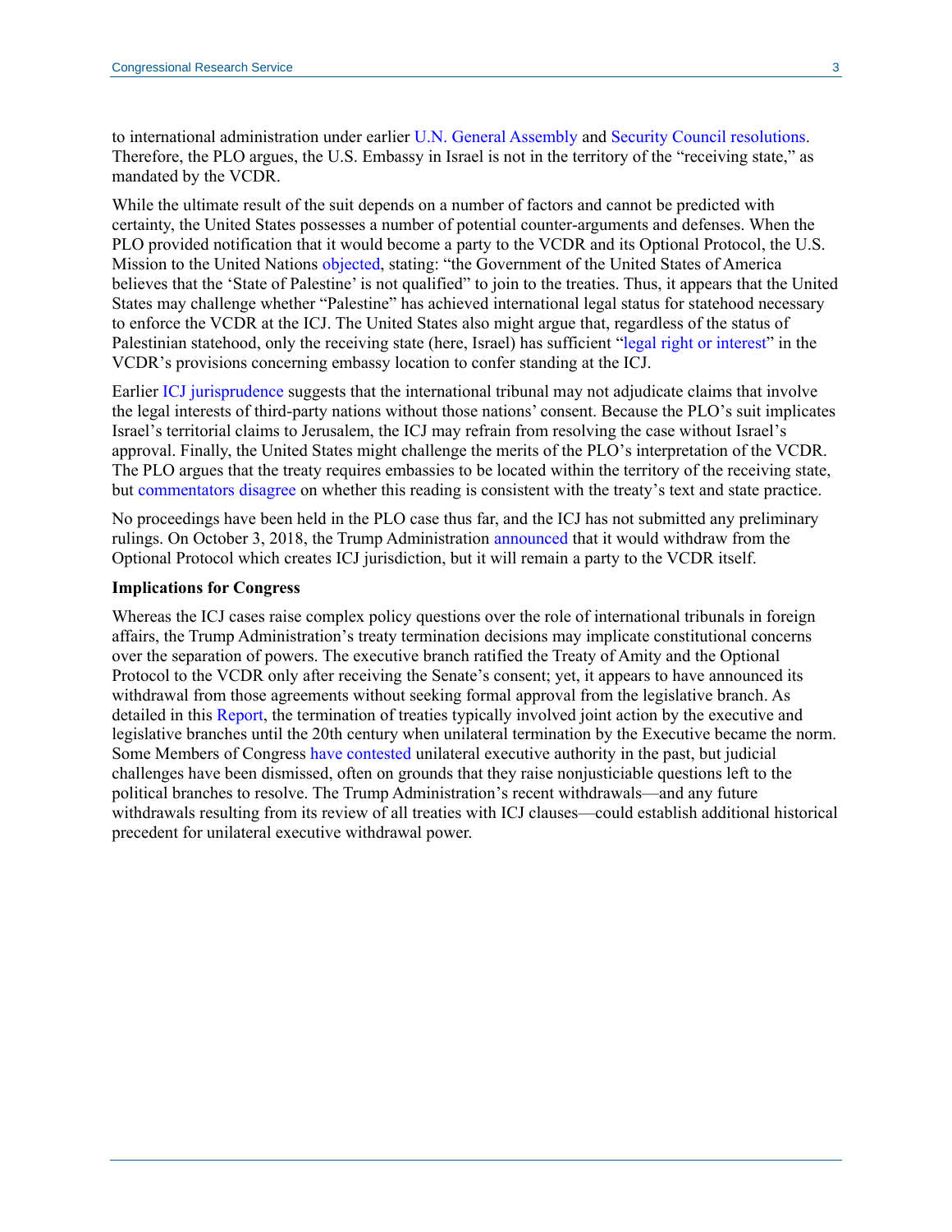to international administration under earlier U.N. General Assembly and Security Council resolutions. Therefore, the PLO argues, the U.S. Embassy in Israel is not in the territory of the "receiving state," as mandated by the VCDR.

While the ultimate result of the suit depends on a number of factors and cannot be predicted with certainty, the United States possesses a number of potential counter-arguments and defenses. When the PLO provided notification that it would become a party to the VCDR and its Optional Protocol, the U.S. Mission to the United Nations objected, stating: "the Government of the United States of America believes that the 'State of Palestine' is not qualified" to join to the treaties. Thus, it appears that the United States may challenge whether "Palestine" has achieved international legal status for statehood necessary to enforce the VCDR at the ICJ. The United States also might argue that, regardless of the status of Palestinian statehood, only the receiving state (here, Israel) has sufficient "legal right or interest" in the VCDR's provisions concerning embassy location to confer standing at the ICJ.

Earlier ICJ jurisprudence suggests that the international tribunal may not adjudicate claims that involve the legal interests of third-party nations without those nations' consent. Because the PLO's suit implicates Israel's territorial claims to Jerusalem, the ICJ may refrain from resolving the case without Israel's approval. Finally, the United States might challenge the merits of the PLO's interpretation of the VCDR. The PLO argues that the treaty requires embassies to be located within the territory of the receiving state, but commentators disagree on whether this reading is consistent with the treaty's text and state practice.

No proceedings have been held in the PLO case thus far, and the ICJ has not submitted any preliminary rulings. On October 3, 2018, the Trump Administration announced that it would withdraw from the Optional Protocol which creates ICJ jurisdiction, but it will remain a party to the VCDR itself.

**Implications for Congress**

Whereas the ICJ cases raise complex policy questions over the role of international tribunals in foreign affairs, the Trump Administration's treaty termination decisions may implicate constitutional concerns over the separation of powers. The executive branch ratified the Treaty of Amity and the Optional Protocol to the VCDR only after receiving the Senate's consent; yet, it appears to have announced its withdrawal from those agreements without seeking formal approval from the legislative branch. As detailed in this Report, the termination of treaties typically involved joint action by the executive and legislative branches until the 20th century when unilateral termination by the Executive became the norm. Some Members of Congress have contested unilateral executive authority in the past, but judicial challenges have been dismissed, often on grounds that they raise nonjusticiable questions left to the political branches to resolve. The Trump Administration's recent withdrawals—and any future withdrawals resulting from its review of all treaties with ICJ clauses—could establish additional historical precedent for unilateral executive withdrawal power.